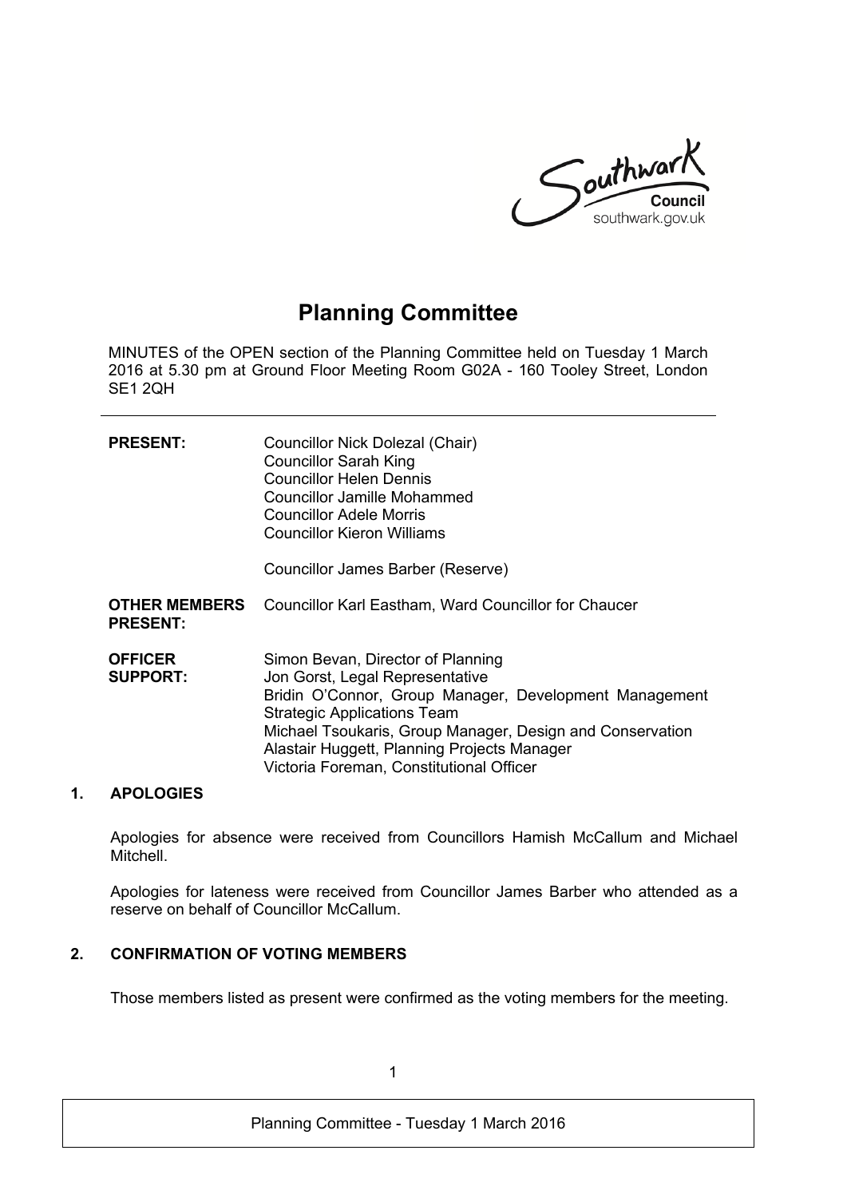Southwark Council
southwark.gov.uk

# Planning Committee

MINUTES of the OPEN section of the Planning Committee held on Tuesday 1 March 2016 at 5.30 pm at Ground Floor Meeting Room G02A - 160 Tooley Street, London SE1 2QH

---

**PRESENT:**
Councillor Nick Dolezal (Chair)
Councillor Sarah King
Councillor Helen Dennis
Councillor Jamille Mohammed
Councillor Adele Morris
Councillor Kieron Williams

Councillor James Barber (Reserve)

**OTHER MEMBERS PRESENT:**
Councillor Karl Eastham, Ward Councillor for Chaucer

**OFFICER SUPPORT:**
Simon Bevan, Director of Planning
Jon Gorst, Legal Representative
Bridin O'Connor, Group Manager, Development Management Strategic Applications Team
Michael Tsoukaris, Group Manager, Design and Conservation
Alastair Huggett, Planning Projects Manager
Victoria Foreman, Constitutional Officer

## 1. APOLOGIES

Apologies for absence were received from Councillors Hamish McCallum and Michael Mitchell.

Apologies for lateness were received from Councillor James Barber who attended as a reserve on behalf of Councillor McCallum.

## 2. CONFIRMATION OF VOTING MEMBERS

Those members listed as present were confirmed as the voting members for the meeting.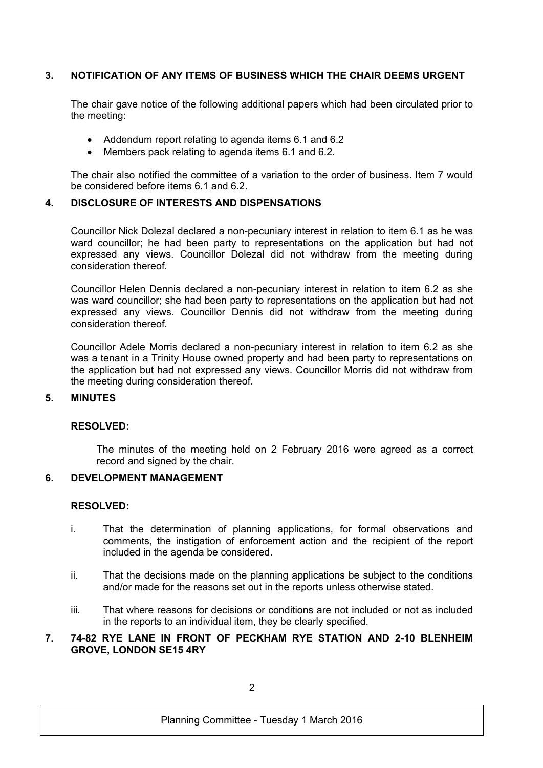## 3. NOTIFICATION OF ANY ITEMS OF BUSINESS WHICH THE CHAIR DEEMS URGENT

The chair gave notice of the following additional papers which had been circulated prior to the meeting:

- Addendum report relating to agenda items 6.1 and 6.2
- Members pack relating to agenda items 6.1 and 6.2.

The chair also notified the committee of a variation to the order of business. Item 7 would be considered before items 6.1 and 6.2.

## 4. DISCLOSURE OF INTERESTS AND DISPENSATIONS

Councillor Nick Dolezal declared a non-pecuniary interest in relation to item 6.1 as he was ward councillor; he had been party to representations on the application but had not expressed any views. Councillor Dolezal did not withdraw from the meeting during consideration thereof.

Councillor Helen Dennis declared a non-pecuniary interest in relation to item 6.2 as she was ward councillor; she had been party to representations on the application but had not expressed any views. Councillor Dennis did not withdraw from the meeting during consideration thereof.

Councillor Adele Morris declared a non-pecuniary interest in relation to item 6.2 as she was a tenant in a Trinity House owned property and had been party to representations on the application but had not expressed any views. Councillor Morris did not withdraw from the meeting during consideration thereof.

## 5. MINUTES

**RESOLVED:**

The minutes of the meeting held on 2 February 2016 were agreed as a correct record and signed by the chair.

## 6. DEVELOPMENT MANAGEMENT

**RESOLVED:**

i. That the determination of planning applications, for formal observations and comments, the instigation of enforcement action and the recipient of the report included in the agenda be considered.

ii. That the decisions made on the planning applications be subject to the conditions and/or made for the reasons set out in the reports unless otherwise stated.

iii. That where reasons for decisions or conditions are not included or not as included in the reports to an individual item, they be clearly specified.

## 7. 74-82 RYE LANE IN FRONT OF PECKHAM RYE STATION AND 2-10 BLENHEIM GROVE, LONDON SE15 4RY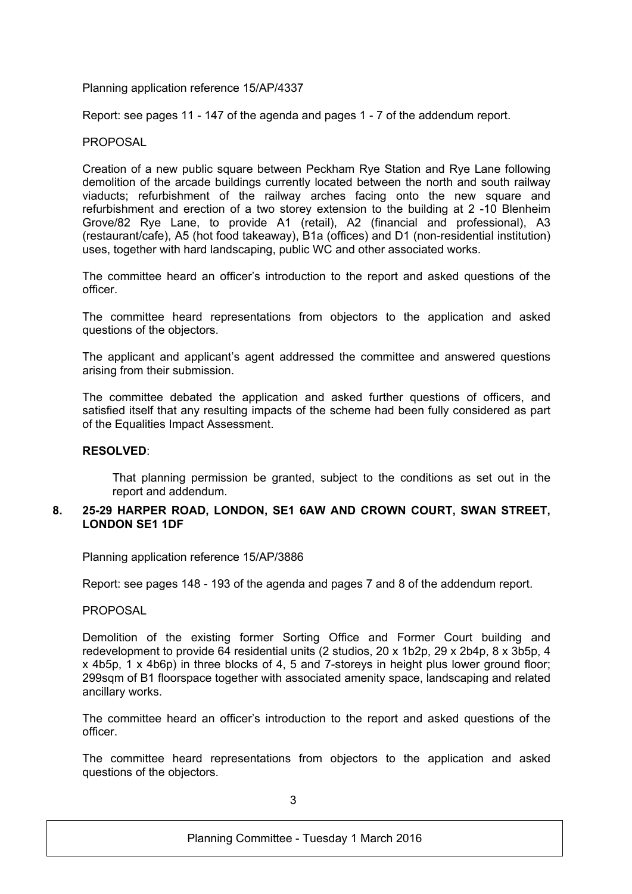Planning application reference 15/AP/4337

Report: see pages 11 - 147 of the agenda and pages 1 - 7 of the addendum report.

PROPOSAL

Creation of a new public square between Peckham Rye Station and Rye Lane following demolition of the arcade buildings currently located between the north and south railway viaducts; refurbishment of the railway arches facing onto the new square and refurbishment and erection of a two storey extension to the building at 2 -10 Blenheim Grove/82 Rye Lane, to provide A1 (retail), A2 (financial and professional), A3 (restaurant/cafe), A5 (hot food takeaway), B1a (offices) and D1 (non-residential institution) uses, together with hard landscaping, public WC and other associated works.

The committee heard an officer's introduction to the report and asked questions of the officer.

The committee heard representations from objectors to the application and asked questions of the objectors.

The applicant and applicant's agent addressed the committee and answered questions arising from their submission.

The committee debated the application and asked further questions of officers, and satisfied itself that any resulting impacts of the scheme had been fully considered as part of the Equalities Impact Assessment.

**RESOLVED**:

That planning permission be granted, subject to the conditions as set out in the report and addendum.

## 8. 25-29 HARPER ROAD, LONDON, SE1 6AW AND CROWN COURT, SWAN STREET, LONDON SE1 1DF

Planning application reference 15/AP/3886

Report: see pages 148 - 193 of the agenda and pages 7 and 8 of the addendum report.

PROPOSAL

Demolition of the existing former Sorting Office and Former Court building and redevelopment to provide 64 residential units (2 studios, 20 x 1b2p, 29 x 2b4p, 8 x 3b5p, 4 x 4b5p, 1 x 4b6p) in three blocks of 4, 5 and 7-storeys in height plus lower ground floor; 299sqm of B1 floorspace together with associated amenity space, landscaping and related ancillary works.

The committee heard an officer's introduction to the report and asked questions of the officer.

The committee heard representations from objectors to the application and asked questions of the objectors.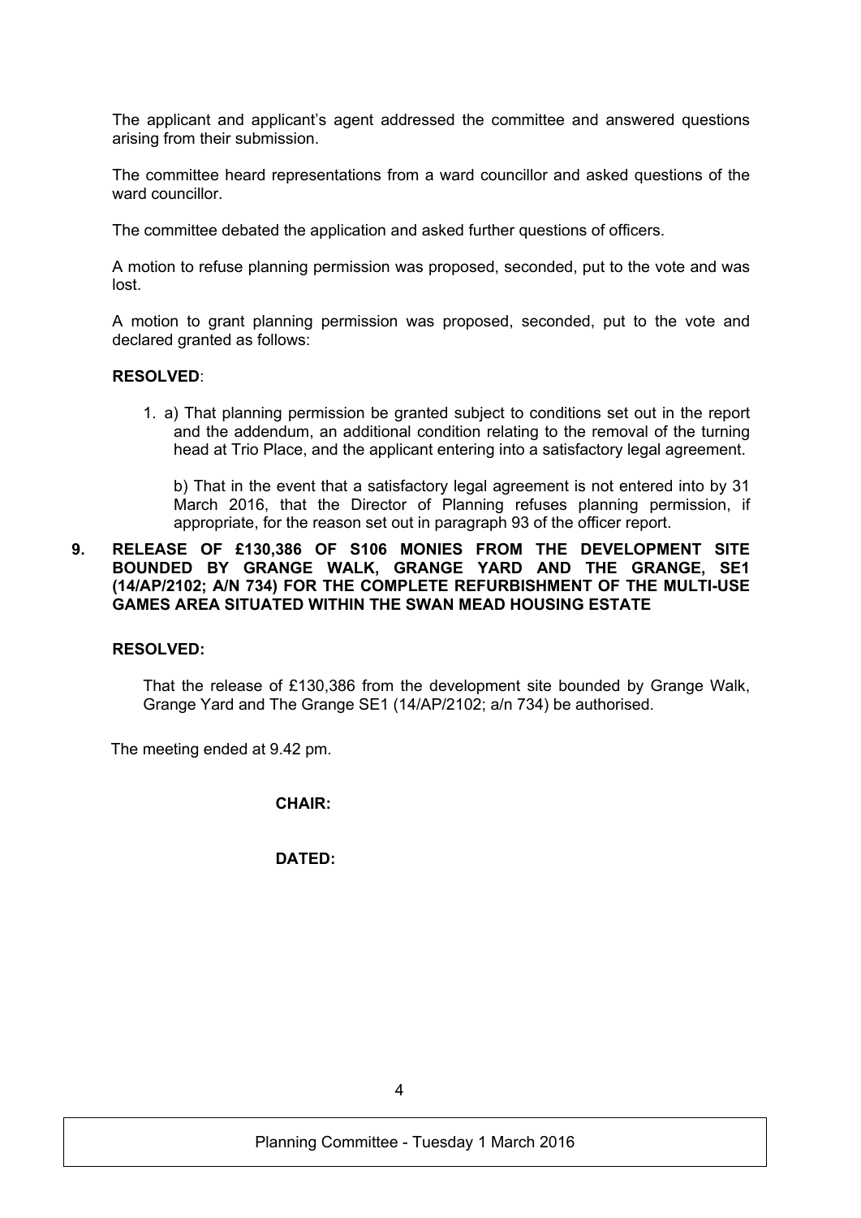The applicant and applicant's agent addressed the committee and answered questions arising from their submission.

The committee heard representations from a ward councillor and asked questions of the ward councillor.

The committee debated the application and asked further questions of officers.

A motion to refuse planning permission was proposed, seconded, put to the vote and was lost.

A motion to grant planning permission was proposed, seconded, put to the vote and declared granted as follows:

**RESOLVED**:

1. a) That planning permission be granted subject to conditions set out in the report and the addendum, an additional condition relating to the removal of the turning head at Trio Place, and the applicant entering into a satisfactory legal agreement.

   b) That in the event that a satisfactory legal agreement is not entered into by 31 March 2016, that the Director of Planning refuses planning permission, if appropriate, for the reason set out in paragraph 93 of the officer report.

## 9. RELEASE OF £130,386 OF S106 MONIES FROM THE DEVELOPMENT SITE BOUNDED BY GRANGE WALK, GRANGE YARD AND THE GRANGE, SE1 (14/AP/2102; A/N 734) FOR THE COMPLETE REFURBISHMENT OF THE MULTI-USE GAMES AREA SITUATED WITHIN THE SWAN MEAD HOUSING ESTATE

**RESOLVED:**

That the release of £130,386 from the development site bounded by Grange Walk, Grange Yard and The Grange SE1 (14/AP/2102; a/n 734) be authorised.

The meeting ended at 9.42 pm.

**CHAIR:**

**DATED:**